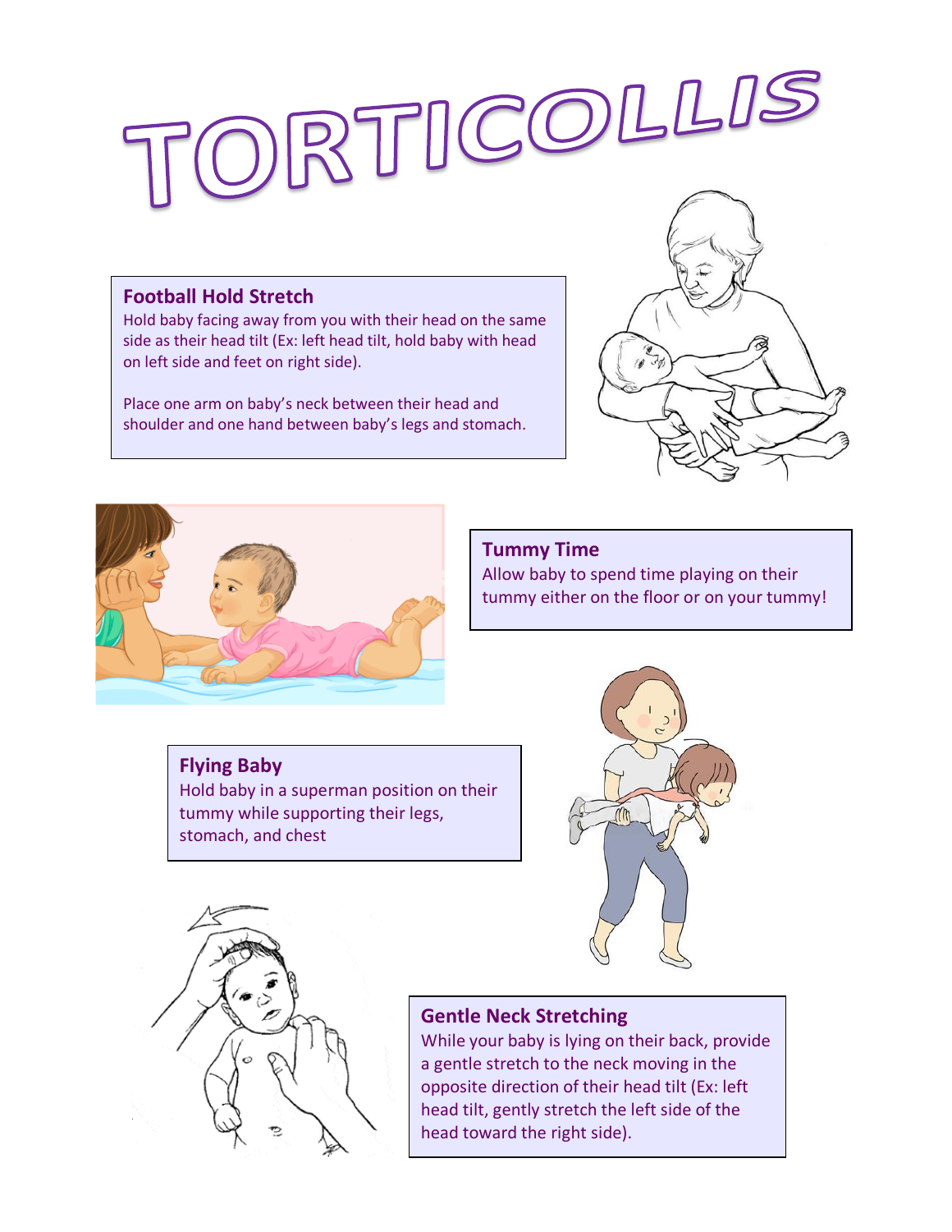# TORTICOLLIS

## Football Hold Stretch

Hold baby facing away from you with their head on the same side as their head tilt (Ex: left head tilt, hold baby with head on left side and feet on right side).

Place one arm on baby's neck between their head and shoulder and one hand between baby's legs and stomach.

## Tummy Time

Allow baby to spend time playing on their tummy either on the floor or on your tummy!

## Flying Baby

Hold baby in a superman position on their tummy while supporting their legs, stomach, and chest

## Gentle Neck Stretching

While your baby is lying on their back, provide a gentle stretch to the neck moving in the opposite direction of their head tilt (Ex: left head tilt, gently stretch the left side of the head toward the right side).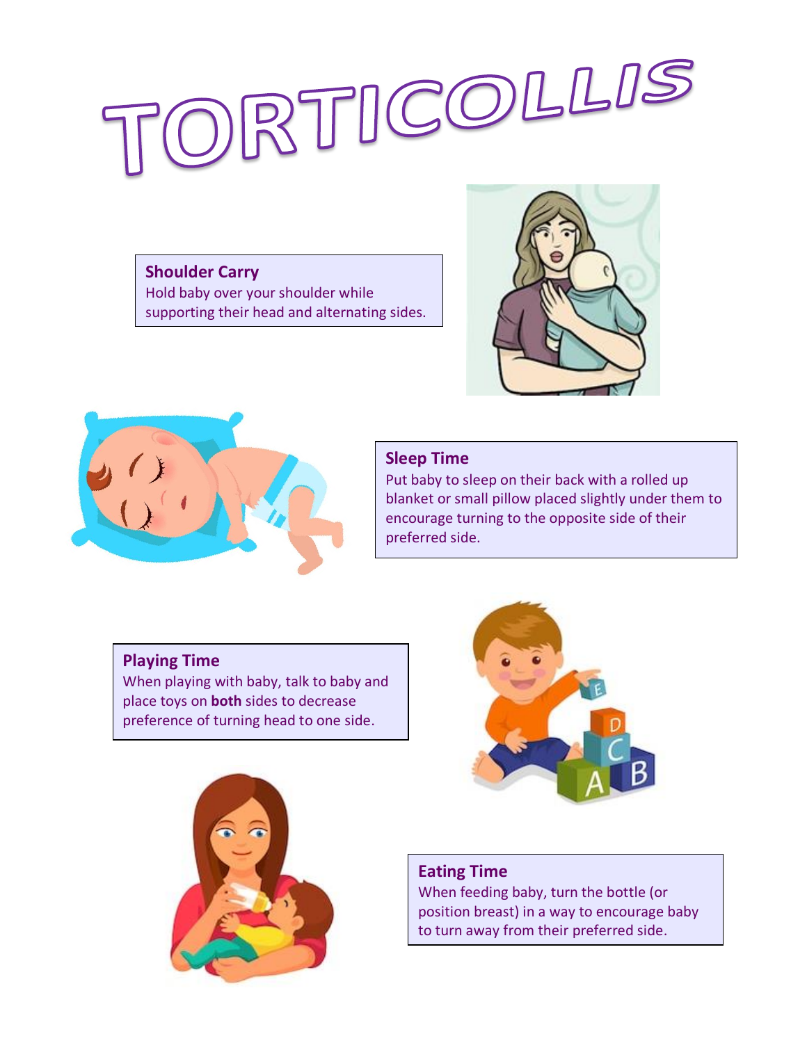# TORTICOLLIS

## Shoulder Carry

Hold baby over your shoulder while supporting their head and alternating sides.

## Sleep Time

Put baby to sleep on their back with a rolled up blanket or small pillow placed slightly under them to encourage turning to the opposite side of their preferred side.

## Playing Time

When playing with baby, talk to baby and place toys on **both** sides to decrease preference of turning head to one side.

## Eating Time

When feeding baby, turn the bottle (or position breast) in a way to encourage baby to turn away from their preferred side.